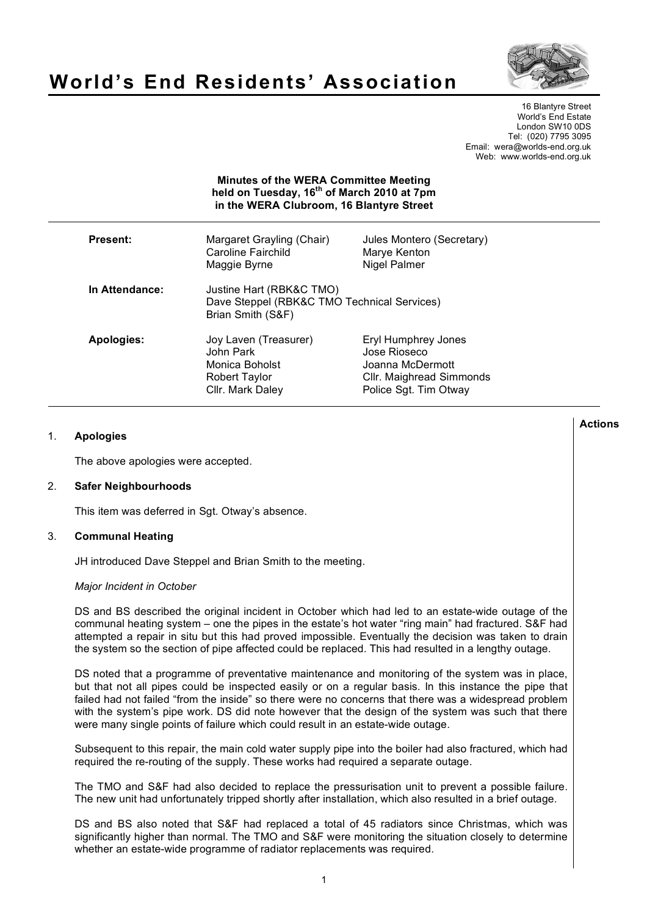# World's End Residents' Association

16 Blantyre Street
World's End Estate
London SW10 0DS
Tel: (020) 7795 3095
Email: wera@worlds-end.org.uk
Web: www.worlds-end.org.uk

**Minutes of the WERA Committee Meeting held on Tuesday, 16th of March 2010 at 7pm in the WERA Clubroom, 16 Blantyre Street**

| | | |
|---|---|---|
| **Present:** | Margaret Grayling (Chair) | Jules Montero (Secretary) |
| | Caroline Fairchild | Marye Kenton |
| | Maggie Byrne | Nigel Palmer |
| **In Attendance:** | Justine Hart (RBK&C TMO) | |
| | Dave Steppel (RBK&C TMO Technical Services) | |
| | Brian Smith (S&F) | |
| **Apologies:** | Joy Laven (Treasurer) | Eryl Humphrey Jones |
| | John Park | Jose Rioseco |
| | Monica Boholst | Joanna McDermott |
| | Robert Taylor | Cllr. Maighread Simmonds |
| | Cllr. Mark Daley | Police Sgt. Tim Otway |

**Actions**

1. **Apologies**

   The above apologies were accepted.

2. **Safer Neighbourhoods**

   This item was deferred in Sgt. Otway's absence.

3. **Communal Heating**

   JH introduced Dave Steppel and Brian Smith to the meeting.

   *Major Incident in October*

   DS and BS described the original incident in October which had led to an estate-wide outage of the communal heating system – one the pipes in the estate's hot water "ring main" had fractured. S&F had attempted a repair in situ but this had proved impossible. Eventually the decision was taken to drain the system so the section of pipe affected could be replaced. This had resulted in a lengthy outage.

   DS noted that a programme of preventative maintenance and monitoring of the system was in place, but that not all pipes could be inspected easily or on a regular basis. In this instance the pipe that failed had not failed "from the inside" so there were no concerns that there was a widespread problem with the system's pipe work. DS did note however that the design of the system was such that there were many single points of failure which could result in an estate-wide outage.

   Subsequent to this repair, the main cold water supply pipe into the boiler had also fractured, which had required the re-routing of the supply. These works had required a separate outage.

   The TMO and S&F had also decided to replace the pressurisation unit to prevent a possible failure. The new unit had unfortunately tripped shortly after installation, which also resulted in a brief outage.

   DS and BS also noted that S&F had replaced a total of 45 radiators since Christmas, which was significantly higher than normal. The TMO and S&F were monitoring the situation closely to determine whether an estate-wide programme of radiator replacements was required.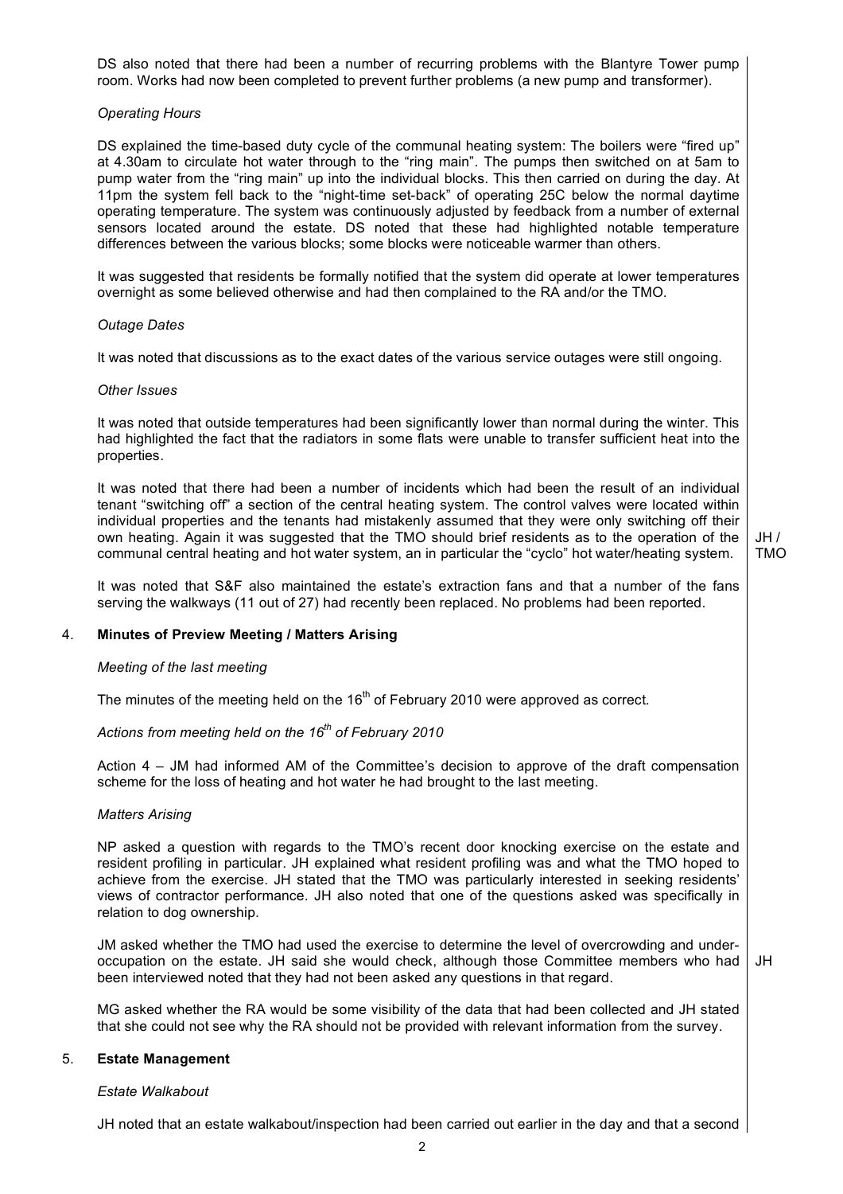DS also noted that there had been a number of recurring problems with the Blantyre Tower pump room. Works had now been completed to prevent further problems (a new pump and transformer).

*Operating Hours*

DS explained the time-based duty cycle of the communal heating system: The boilers were "fired up" at 4.30am to circulate hot water through to the "ring main". The pumps then switched on at 5am to pump water from the "ring main" up into the individual blocks. This then carried on during the day. At 11pm the system fell back to the "night-time set-back" of operating 25C below the normal daytime operating temperature. The system was continuously adjusted by feedback from a number of external sensors located around the estate. DS noted that these had highlighted notable temperature differences between the various blocks; some blocks were noticeable warmer than others.

It was suggested that residents be formally notified that the system did operate at lower temperatures overnight as some believed otherwise and had then complained to the RA and/or the TMO.

*Outage Dates*

It was noted that discussions as to the exact dates of the various service outages were still ongoing.

*Other Issues*

It was noted that outside temperatures had been significantly lower than normal during the winter. This had highlighted the fact that the radiators in some flats were unable to transfer sufficient heat into the properties.

It was noted that there had been a number of incidents which had been the result of an individual tenant "switching off" a section of the central heating system. The control valves were located within individual properties and the tenants had mistakenly assumed that they were only switching off their own heating. Again it was suggested that the TMO should brief residents as to the operation of the communal central heating and hot water system, an in particular the "cyclo" hot water/heating system. **JH / TMO**

It was noted that S&F also maintained the estate's extraction fans and that a number of the fans serving the walkways (11 out of 27) had recently been replaced. No problems had been reported.

## 4. Minutes of Preview Meeting / Matters Arising

*Meeting of the last meeting*

The minutes of the meeting held on the 16th of February 2010 were approved as correct.

*Actions from meeting held on the 16th of February 2010*

Action 4 – JM had informed AM of the Committee's decision to approve of the draft compensation scheme for the loss of heating and hot water he had brought to the last meeting.

*Matters Arising*

NP asked a question with regards to the TMO's recent door knocking exercise on the estate and resident profiling in particular. JH explained what resident profiling was and what the TMO hoped to achieve from the exercise. JH stated that the TMO was particularly interested in seeking residents' views of contractor performance. JH also noted that one of the questions asked was specifically in relation to dog ownership.

JM asked whether the TMO had used the exercise to determine the level of overcrowding and under-occupation on the estate. JH said she would check, although those Committee members who had been interviewed noted that they had not been asked any questions in that regard. **JH**

MG asked whether the RA would be some visibility of the data that had been collected and JH stated that she could not see why the RA should not be provided with relevant information from the survey.

## 5. Estate Management

*Estate Walkabout*

JH noted that an estate walkabout/inspection had been carried out earlier in the day and that a second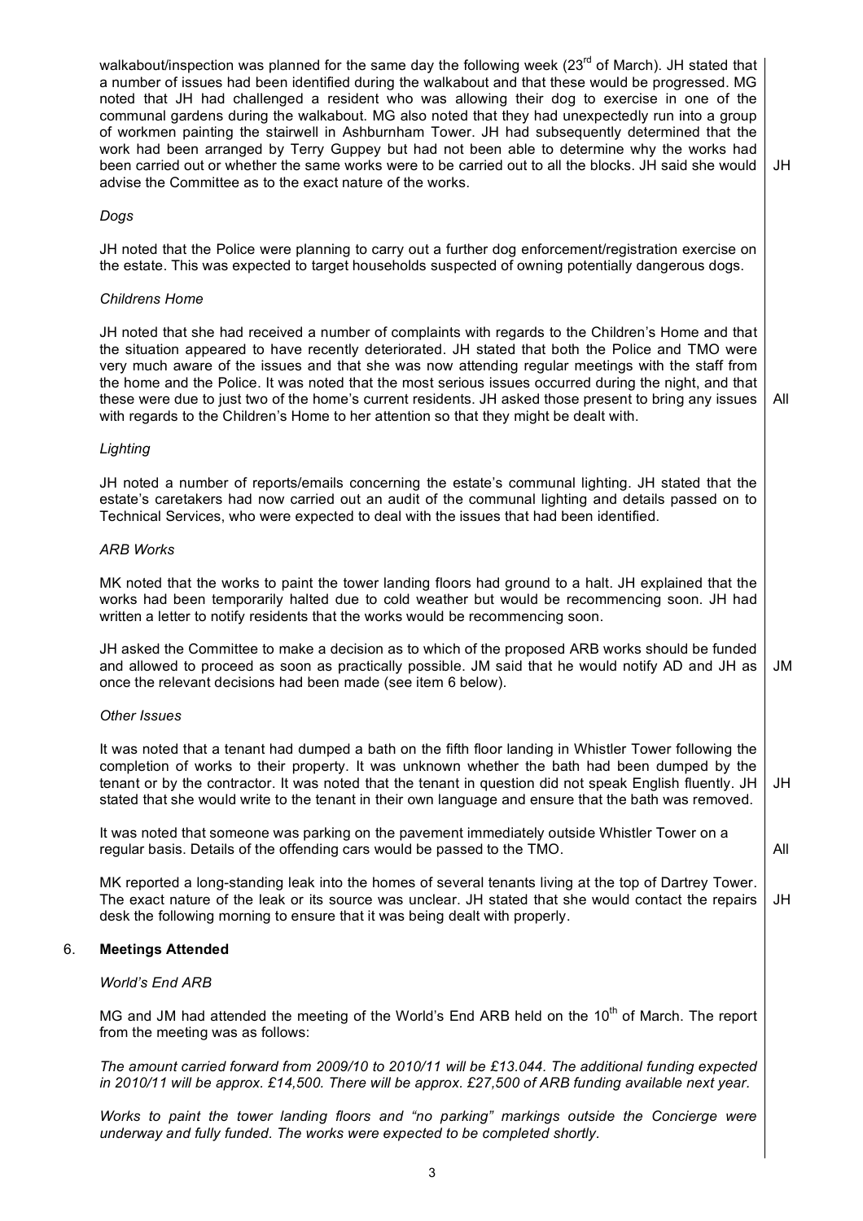walkabout/inspection was planned for the same day the following week (23rd of March). JH stated that a number of issues had been identified during the walkabout and that these would be progressed. MG noted that JH had challenged a resident who was allowing their dog to exercise in one of the communal gardens during the walkabout. MG also noted that they had unexpectedly run into a group of workmen painting the stairwell in Ashburnham Tower. JH had subsequently determined that the work had been arranged by Terry Guppey but had not been able to determine why the works had been carried out or whether the same works were to be carried out to all the blocks. JH said she would advise the Committee as to the exact nature of the works. — **JH**

*Dogs*

JH noted that the Police were planning to carry out a further dog enforcement/registration exercise on the estate. This was expected to target households suspected of owning potentially dangerous dogs.

*Childrens Home*

JH noted that she had received a number of complaints with regards to the Children's Home and that the situation appeared to have recently deteriorated. JH stated that both the Police and TMO were very much aware of the issues and that she was now attending regular meetings with the staff from the home and the Police. It was noted that the most serious issues occurred during the night, and that these were due to just two of the home's current residents. JH asked those present to bring any issues with regards to the Children's Home to her attention so that they might be dealt with. — **All**

*Lighting*

JH noted a number of reports/emails concerning the estate's communal lighting. JH stated that the estate's caretakers had now carried out an audit of the communal lighting and details passed on to Technical Services, who were expected to deal with the issues that had been identified.

*ARB Works*

MK noted that the works to paint the tower landing floors had ground to a halt. JH explained that the works had been temporarily halted due to cold weather but would be recommencing soon. JH had written a letter to notify residents that the works would be recommencing soon.

JH asked the Committee to make a decision as to which of the proposed ARB works should be funded and allowed to proceed as soon as practically possible. JM said that he would notify AD and JH as once the relevant decisions had been made (see item 6 below). — **JM**

*Other Issues*

It was noted that a tenant had dumped a bath on the fifth floor landing in Whistler Tower following the completion of works to their property. It was unknown whether the bath had been dumped by the tenant or by the contractor. It was noted that the tenant in question did not speak English fluently. JH stated that she would write to the tenant in their own language and ensure that the bath was removed. — **JH**

It was noted that someone was parking on the pavement immediately outside Whistler Tower on a regular basis. Details of the offending cars would be passed to the TMO. — **All**

MK reported a long-standing leak into the homes of several tenants living at the top of Dartrey Tower. The exact nature of the leak or its source was unclear. JH stated that she would contact the repairs desk the following morning to ensure that it was being dealt with properly. — **JH**

## 6. Meetings Attended

*World's End ARB*

MG and JM had attended the meeting of the World's End ARB held on the 10th of March. The report from the meeting was as follows:

*The amount carried forward from 2009/10 to 2010/11 will be £13.044. The additional funding expected in 2010/11 will be approx. £14,500. There will be approx. £27,500 of ARB funding available next year.*

*Works to paint the tower landing floors and "no parking" markings outside the Concierge were underway and fully funded. The works were expected to be completed shortly.*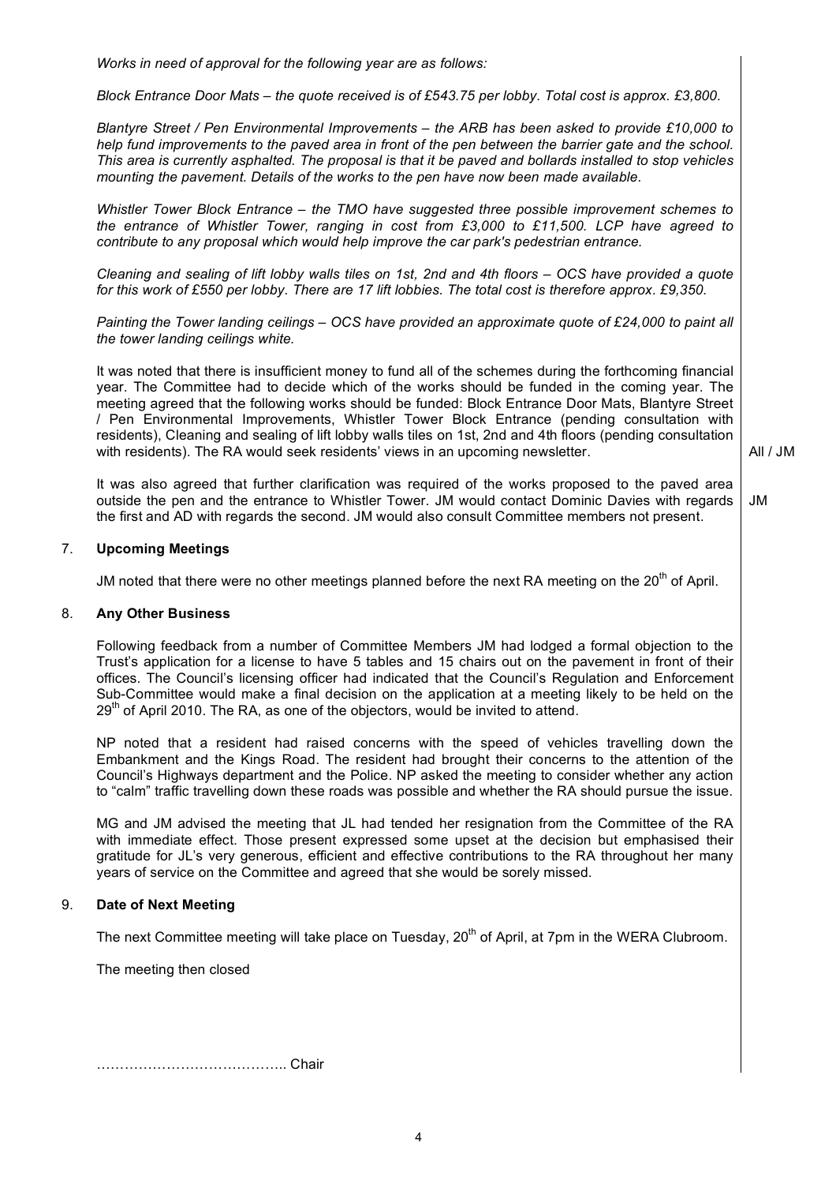*Works in need of approval for the following year are as follows:*

*Block Entrance Door Mats – the quote received is of £543.75 per lobby. Total cost is approx. £3,800.*

*Blantyre Street / Pen Environmental Improvements – the ARB has been asked to provide £10,000 to help fund improvements to the paved area in front of the pen between the barrier gate and the school. This area is currently asphalted. The proposal is that it be paved and bollards installed to stop vehicles mounting the pavement. Details of the works to the pen have now been made available.*

*Whistler Tower Block Entrance – the TMO have suggested three possible improvement schemes to the entrance of Whistler Tower, ranging in cost from £3,000 to £11,500. LCP have agreed to contribute to any proposal which would help improve the car park's pedestrian entrance.*

*Cleaning and sealing of lift lobby walls tiles on 1st, 2nd and 4th floors – OCS have provided a quote for this work of £550 per lobby. There are 17 lift lobbies. The total cost is therefore approx. £9,350.*

*Painting the Tower landing ceilings – OCS have provided an approximate quote of £24,000 to paint all the tower landing ceilings white.*

It was noted that there is insufficient money to fund all of the schemes during the forthcoming financial year. The Committee had to decide which of the works should be funded in the coming year. The meeting agreed that the following works should be funded: Block Entrance Door Mats, Blantyre Street / Pen Environmental Improvements, Whistler Tower Block Entrance (pending consultation with residents), Cleaning and sealing of lift lobby walls tiles on 1st, 2nd and 4th floors (pending consultation with residents). The RA would seek residents' views in an upcoming newsletter. **All / JM**

It was also agreed that further clarification was required of the works proposed to the paved area outside the pen and the entrance to Whistler Tower. JM would contact Dominic Davies with regards the first and AD with regards the second. JM would also consult Committee members not present. **JM**

## 7. Upcoming Meetings

JM noted that there were no other meetings planned before the next RA meeting on the 20th of April.

## 8. Any Other Business

Following feedback from a number of Committee Members JM had lodged a formal objection to the Trust's application for a license to have 5 tables and 15 chairs out on the pavement in front of their offices. The Council's licensing officer had indicated that the Council's Regulation and Enforcement Sub-Committee would make a final decision on the application at a meeting likely to be held on the 29th of April 2010. The RA, as one of the objectors, would be invited to attend.

NP noted that a resident had raised concerns with the speed of vehicles travelling down the Embankment and the Kings Road. The resident had brought their concerns to the attention of the Council's Highways department and the Police. NP asked the meeting to consider whether any action to "calm" traffic travelling down these roads was possible and whether the RA should pursue the issue.

MG and JM advised the meeting that JL had tended her resignation from the Committee of the RA with immediate effect. Those present expressed some upset at the decision but emphasised their gratitude for JL's very generous, efficient and effective contributions to the RA throughout her many years of service on the Committee and agreed that she would be sorely missed.

## 9. Date of Next Meeting

The next Committee meeting will take place on Tuesday, 20th of April, at 7pm in the WERA Clubroom.

The meeting then closed

………………………………….. Chair